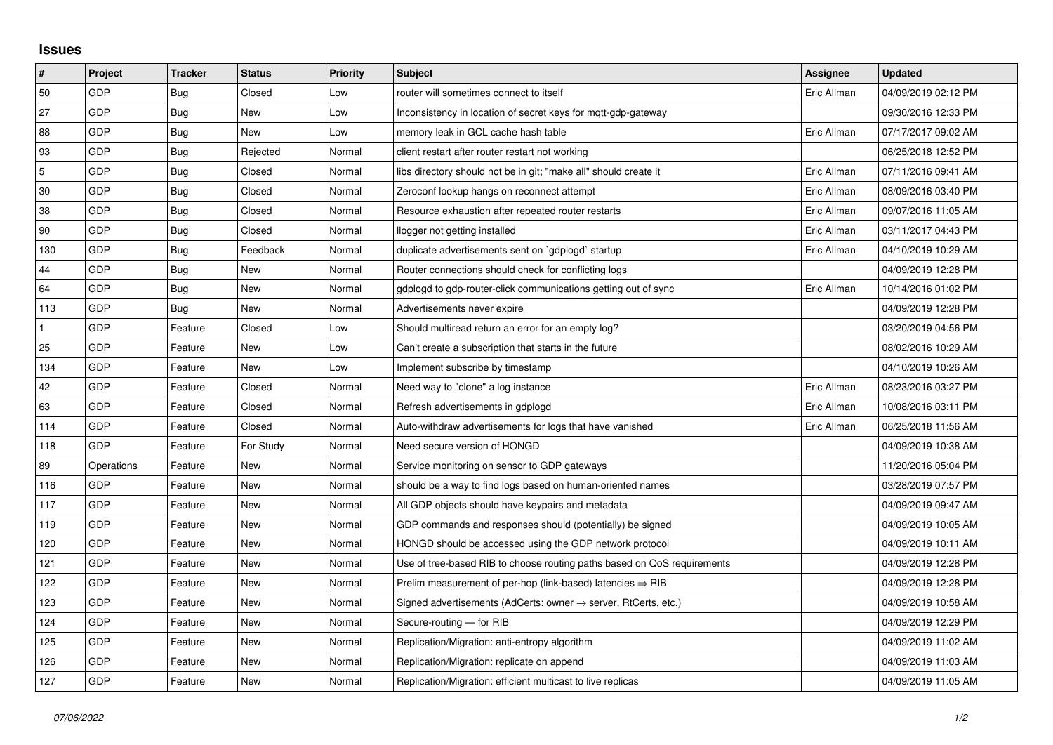## Issues

| # | Project | Tracker | Status | Priority | Subject | Assignee | Updated |
|---|---|---|---|---|---|---|---|
| 50 | GDP | Bug | Closed | Low | router will sometimes connect to itself | Eric Allman | 04/09/2019 02:12 PM |
| 27 | GDP | Bug | New | Low | Inconsistency in location of secret keys for mqtt-gdp-gateway | | 09/30/2016 12:33 PM |
| 88 | GDP | Bug | New | Low | memory leak in GCL cache hash table | Eric Allman | 07/17/2017 09:02 AM |
| 93 | GDP | Bug | Rejected | Normal | client restart after router restart not working | | 06/25/2018 12:52 PM |
| 5 | GDP | Bug | Closed | Normal | libs directory should not be in git; "make all" should create it | Eric Allman | 07/11/2016 09:41 AM |
| 30 | GDP | Bug | Closed | Normal | Zeroconf lookup hangs on reconnect attempt | Eric Allman | 08/09/2016 03:40 PM |
| 38 | GDP | Bug | Closed | Normal | Resource exhaustion after repeated router restarts | Eric Allman | 09/07/2016 11:05 AM |
| 90 | GDP | Bug | Closed | Normal | llogger not getting installed | Eric Allman | 03/11/2017 04:43 PM |
| 130 | GDP | Bug | Feedback | Normal | duplicate advertisements sent on `gdplogd` startup | Eric Allman | 04/10/2019 10:29 AM |
| 44 | GDP | Bug | New | Normal | Router connections should check for conflicting logs | | 04/09/2019 12:28 PM |
| 64 | GDP | Bug | New | Normal | gdplogd to gdp-router-click communications getting out of sync | Eric Allman | 10/14/2016 01:02 PM |
| 113 | GDP | Bug | New | Normal | Advertisements never expire | | 04/09/2019 12:28 PM |
| 1 | GDP | Feature | Closed | Low | Should multiread return an error for an empty log? | | 03/20/2019 04:56 PM |
| 25 | GDP | Feature | New | Low | Can't create a subscription that starts in the future | | 08/02/2016 10:29 AM |
| 134 | GDP | Feature | New | Low | Implement subscribe by timestamp | | 04/10/2019 10:26 AM |
| 42 | GDP | Feature | Closed | Normal | Need way to "clone" a log instance | Eric Allman | 08/23/2016 03:27 PM |
| 63 | GDP | Feature | Closed | Normal | Refresh advertisements in gdplogd | Eric Allman | 10/08/2016 03:11 PM |
| 114 | GDP | Feature | Closed | Normal | Auto-withdraw advertisements for logs that have vanished | Eric Allman | 06/25/2018 11:56 AM |
| 118 | GDP | Feature | For Study | Normal | Need secure version of HONGD | | 04/09/2019 10:38 AM |
| 89 | Operations | Feature | New | Normal | Service monitoring on sensor to GDP gateways | | 11/20/2016 05:04 PM |
| 116 | GDP | Feature | New | Normal | should be a way to find logs based on human-oriented names | | 03/28/2019 07:57 PM |
| 117 | GDP | Feature | New | Normal | All GDP objects should have keypairs and metadata | | 04/09/2019 09:47 AM |
| 119 | GDP | Feature | New | Normal | GDP commands and responses should (potentially) be signed | | 04/09/2019 10:05 AM |
| 120 | GDP | Feature | New | Normal | HONGD should be accessed using the GDP network protocol | | 04/09/2019 10:11 AM |
| 121 | GDP | Feature | New | Normal | Use of tree-based RIB to choose routing paths based on QoS requirements | | 04/09/2019 12:28 PM |
| 122 | GDP | Feature | New | Normal | Prelim measurement of per-hop (link-based) latencies ⇒ RIB | | 04/09/2019 12:28 PM |
| 123 | GDP | Feature | New | Normal | Signed advertisements (AdCerts: owner → server, RtCerts, etc.) | | 04/09/2019 10:58 AM |
| 124 | GDP | Feature | New | Normal | Secure-routing — for RIB | | 04/09/2019 12:29 PM |
| 125 | GDP | Feature | New | Normal | Replication/Migration: anti-entropy algorithm | | 04/09/2019 11:02 AM |
| 126 | GDP | Feature | New | Normal | Replication/Migration: replicate on append | | 04/09/2019 11:03 AM |
| 127 | GDP | Feature | New | Normal | Replication/Migration: efficient multicast to live replicas | | 04/09/2019 11:05 AM |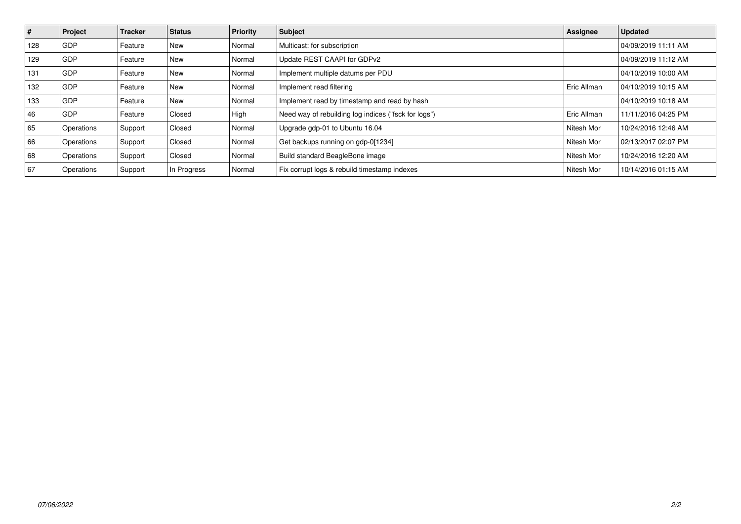| # | Project | Tracker | Status | Priority | Subject | Assignee | Updated |
|---|---|---|---|---|---|---|---|
| 128 | GDP | Feature | New | Normal | Multicast: for subscription | | 04/09/2019 11:11 AM |
| 129 | GDP | Feature | New | Normal | Update REST CAAPI for GDPv2 | | 04/09/2019 11:12 AM |
| 131 | GDP | Feature | New | Normal | Implement multiple datums per PDU | | 04/10/2019 10:00 AM |
| 132 | GDP | Feature | New | Normal | Implement read filtering | Eric Allman | 04/10/2019 10:15 AM |
| 133 | GDP | Feature | New | Normal | Implement read by timestamp and read by hash | | 04/10/2019 10:18 AM |
| 46 | GDP | Feature | Closed | High | Need way of rebuilding log indices ("fsck for logs") | Eric Allman | 11/11/2016 04:25 PM |
| 65 | Operations | Support | Closed | Normal | Upgrade gdp-01 to Ubuntu 16.04 | Nitesh Mor | 10/24/2016 12:46 AM |
| 66 | Operations | Support | Closed | Normal | Get backups running on gdp-0[1234] | Nitesh Mor | 02/13/2017 02:07 PM |
| 68 | Operations | Support | Closed | Normal | Build standard BeagleBone image | Nitesh Mor | 10/24/2016 12:20 AM |
| 67 | Operations | Support | In Progress | Normal | Fix corrupt logs & rebuild timestamp indexes | Nitesh Mor | 10/14/2016 01:15 AM |